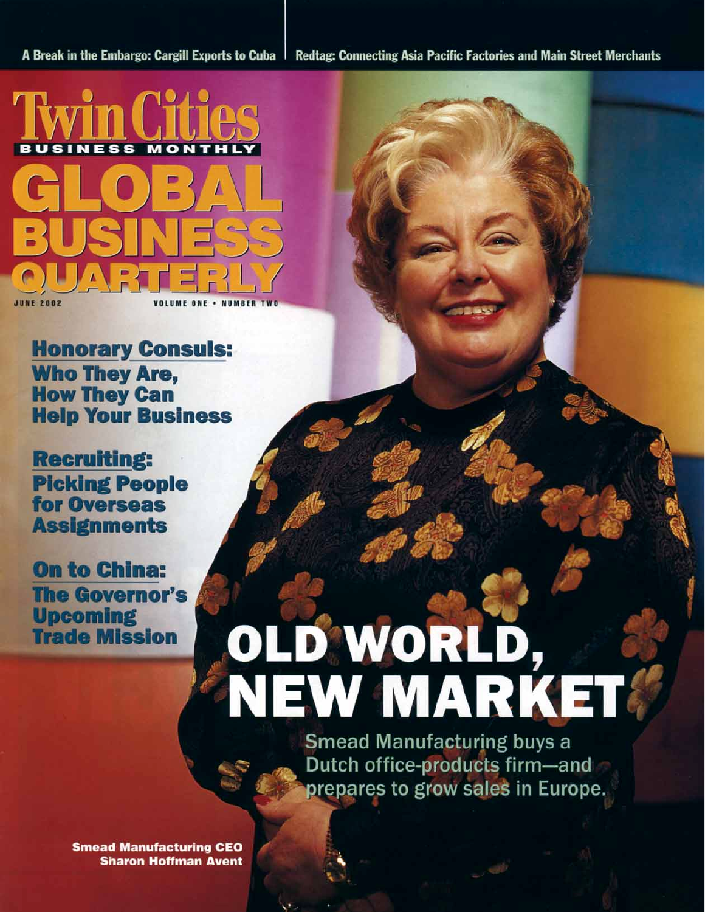A Break in the Embargo: Cargill Exports to Cuba | Redtag: Connecting Asia Pacific Factories and Main Street Merchants

# Twin Cities Business Monthly

# GLOBAL BUSINESS QUARTERLY

JUNE 2002

VOLUME ONE • NUMBER TWO

## Honorary Consuls:

**Who They Are, How They Can Help Your Business**

## Recruiting:

**Picking People for Overseas Assignments**

## On to China:

**The Governor's Upcoming Trade Mission**

# OLD WORLD, NEW MARKET

Smead Manufacturing buys a Dutch office-products firm—and prepares to grow sales in Europe.

**Smead Manufacturing CEO Sharon Hoffman Avent**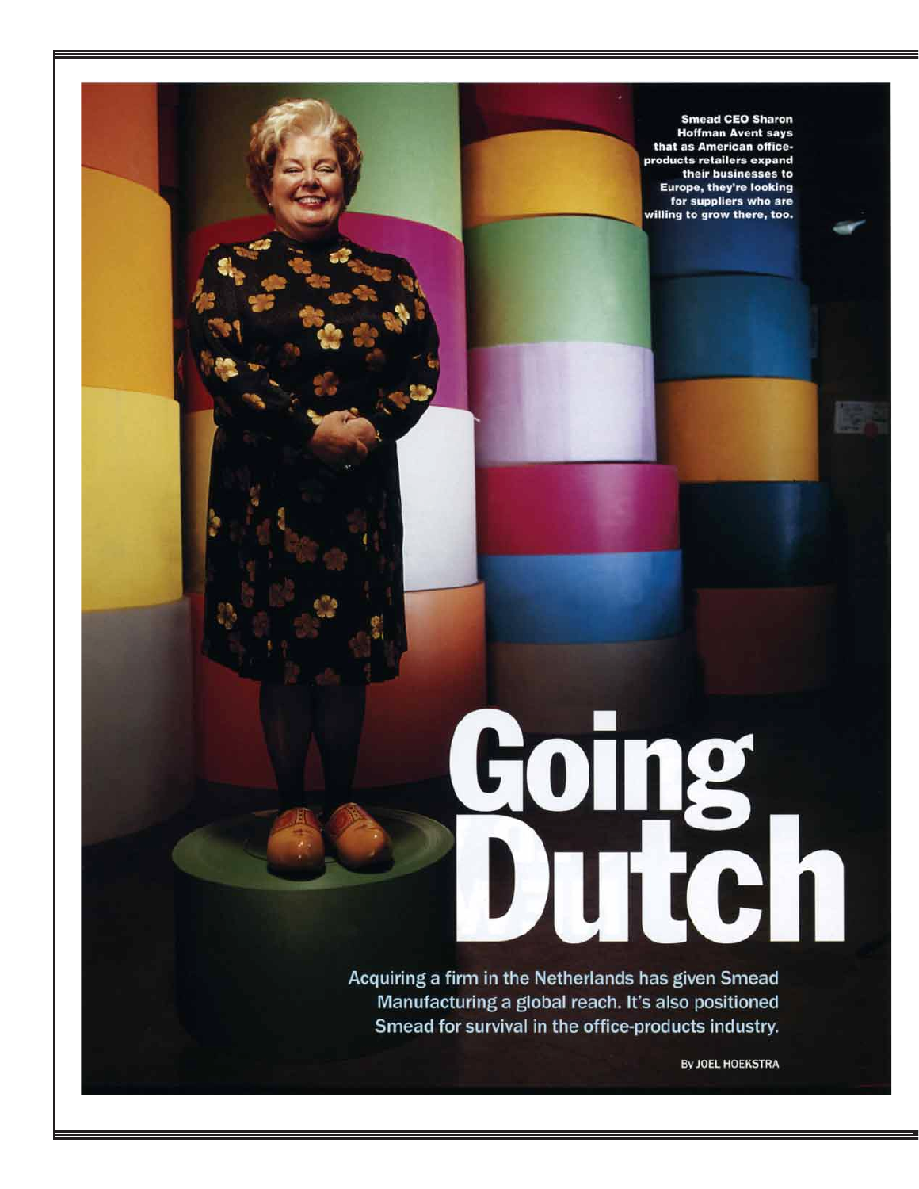Smead CEO Sharon Hoffman Avent says that as American office-products retailers expand their businesses to Europe, they're looking for suppliers who are willing to grow there, too.

# Going Dutch

Acquiring a firm in the Netherlands has given Smead Manufacturing a global reach. It's also positioned Smead for survival in the office-products industry.

By JOEL HOEKSTRA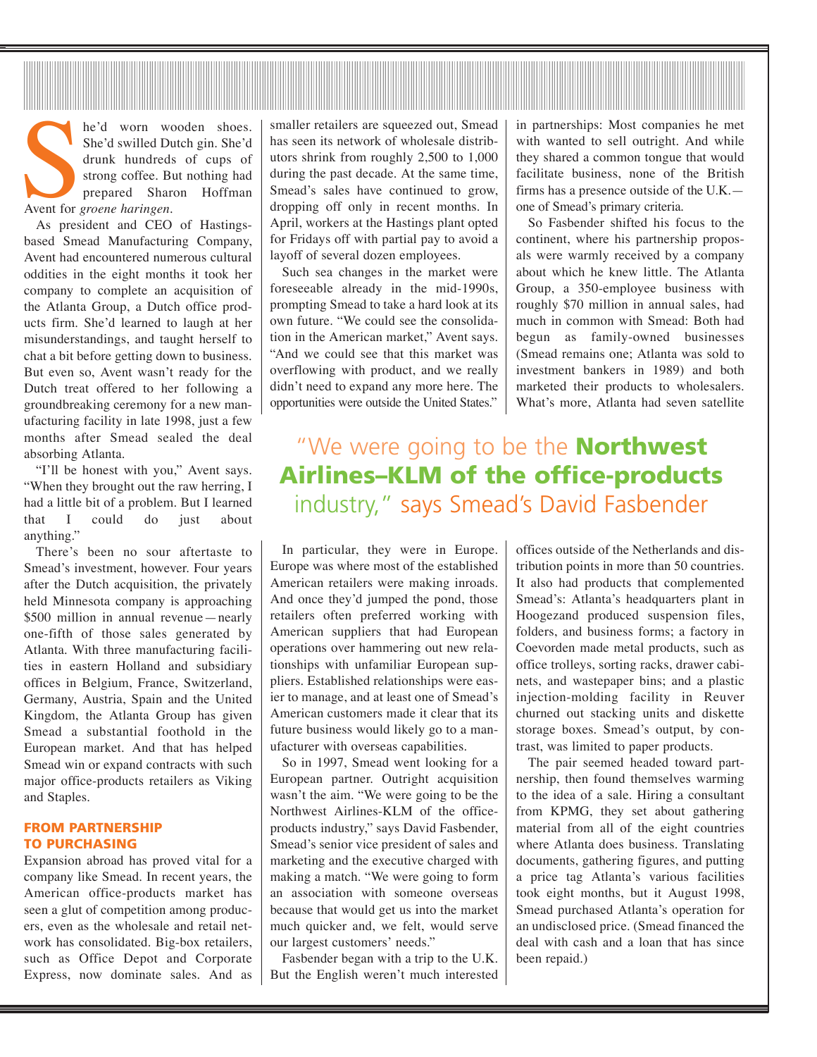She'd worn wooden shoes. She'd swilled Dutch gin. She'd drunk hundreds of cups of strong coffee. But nothing had prepared Sharon Hoffman Avent for *groene haringen*.

As president and CEO of Hastings-based Smead Manufacturing Company, Avent had encountered numerous cultural oddities in the eight months it took her company to complete an acquisition of the Atlanta Group, a Dutch office products firm. She'd learned to laugh at her misunderstandings, and taught herself to chat a bit before getting down to business. But even so, Avent wasn't ready for the Dutch treat offered to her following a groundbreaking ceremony for a new manufacturing facility in late 1998, just a few months after Smead sealed the deal absorbing Atlanta.

"I'll be honest with you," Avent says. "When they brought out the raw herring, I had a little bit of a problem. But I learned that I could do just about anything."

There's been no sour aftertaste to Smead's investment, however. Four years after the Dutch acquisition, the privately held Minnesota company is approaching $500 million in annual revenue—nearly one-fifth of those sales generated by Atlanta. With three manufacturing facilities in eastern Holland and subsidiary offices in Belgium, France, Switzerland, Germany, Austria, Spain and the United Kingdom, the Atlanta Group has given Smead a substantial foothold in the European market. And that has helped Smead win or expand contracts with such major office-products retailers as Viking and Staples.

## FROM PARTNERSHIP TO PURCHASING

Expansion abroad has proved vital for a company like Smead. In recent years, the American office-products market has seen a glut of competition among producers, even as the wholesale and retail network has consolidated. Big-box retailers, such as Office Depot and Corporate Express, now dominate sales. And as smaller retailers are squeezed out, Smead has seen its network of wholesale distributors shrink from roughly 2,500 to 1,000 during the past decade. At the same time, Smead's sales have continued to grow, dropping off only in recent months. In April, workers at the Hastings plant opted for Fridays off with partial pay to avoid a layoff of several dozen employees.

Such sea changes in the market were foreseeable already in the mid-1990s, prompting Smead to take a hard look at its own future. "We could see the consolidation in the American market," Avent says. "And we could see that this market was overflowing with product, and we really didn't need to expand any more here. The opportunities were outside the United States."

In particular, they were in Europe. Europe was where most of the established American retailers were making inroads. And once they'd jumped the pond, those retailers often preferred working with American suppliers that had European operations over hammering out new relationships with unfamiliar European suppliers. Established relationships were easier to manage, and at least one of Smead's American customers made it clear that its future business would likely go to a manufacturer with overseas capabilities.

So in 1997, Smead went looking for a European partner. Outright acquisition wasn't the aim. "We were going to be the Northwest Airlines-KLM of the office-products industry," says David Fasbender, Smead's senior vice president of sales and marketing and the executive charged with making a match. "We were going to form an association with someone overseas because that would get us into the market much quicker and, we felt, would serve our largest customers' needs."

> "We were going to be the **Northwest Airlines–KLM of the office-products industry,**" says Smead's David Fasbender

Fasbender began with a trip to the U.K. But the English weren't much interested in partnerships: Most companies he met with wanted to sell outright. And while they shared a common tongue that would facilitate business, none of the British firms has a presence outside of the U.K.—one of Smead's primary criteria.

So Fasbender shifted his focus to the continent, where his partnership proposals were warmly received by a company about which he knew little. The Atlanta Group, a 350-employee business with roughly $70 million in annual sales, had much in common with Smead: Both had begun as family-owned businesses (Smead remains one; Atlanta was sold to investment bankers in 1989) and both marketed their products to wholesalers. What's more, Atlanta had seven satellite offices outside of the Netherlands and distribution points in more than 50 countries. It also had products that complemented Smead's: Atlanta's headquarters plant in Hoogezand produced suspension files, folders, and business forms; a factory in Coevorden made metal products, such as office trolleys, sorting racks, drawer cabinets, and wastepaper bins; and a plastic injection-molding facility in Reuver churned out stacking units and diskette storage boxes. Smead's output, by contrast, was limited to paper products.

The pair seemed headed toward partnership, then found themselves warming to the idea of a sale. Hiring a consultant from KPMG, they set about gathering material from all of the eight countries where Atlanta does business. Translating documents, gathering figures, and putting a price tag Atlanta's various facilities took eight months, but it August 1998, Smead purchased Atlanta's operation for an undisclosed price. (Smead financed the deal with cash and a loan that has since been repaid.)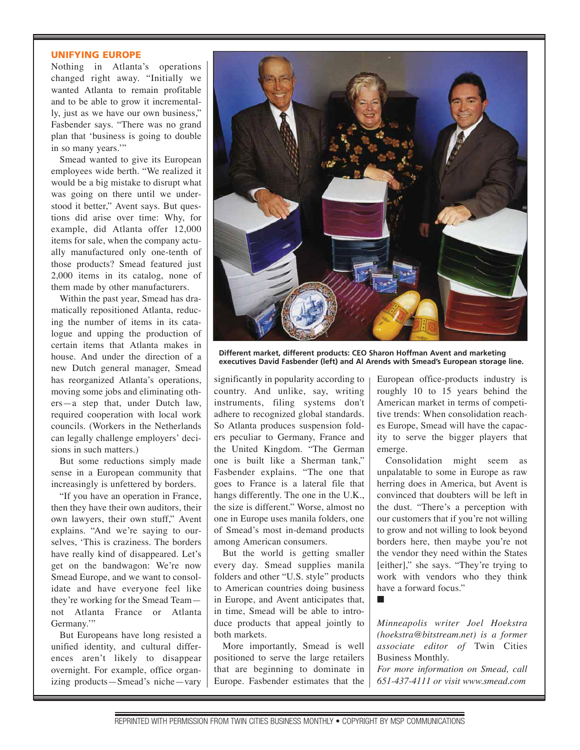## UNIFYING EUROPE

Nothing in Atlanta's operations changed right away. "Initially we wanted Atlanta to remain profitable and to be able to grow it incrementally, just as we have our own business," Fasbender says. "There was no grand plan that 'business is going to double in so many years.'"

Smead wanted to give its European employees wide berth. "We realized it would be a big mistake to disrupt what was going on there until we understood it better," Avent says. But questions did arise over time: Why, for example, did Atlanta offer 12,000 items for sale, when the company actually manufactured only one-tenth of those products? Smead featured just 2,000 items in its catalog, none of them made by other manufacturers.

Within the past year, Smead has dramatically repositioned Atlanta, reducing the number of items in its catalogue and upping the production of certain items that Atlanta makes in house. And under the direction of a new Dutch general manager, Smead has reorganized Atlanta's operations, moving some jobs and eliminating others—a step that, under Dutch law, required cooperation with local work councils. (Workers in the Netherlands can legally challenge employers' decisions in such matters.)

But some reductions simply made sense in a European community that increasingly is unfettered by borders.

"If you have an operation in France, then they have their own auditors, their own lawyers, their own stuff," Avent explains. "And we're saying to ourselves, 'This is craziness. The borders have really kind of disappeared. Let's get on the bandwagon: We're now Smead Europe, and we want to consolidate and have everyone feel like they're working for the Smead Team—not Atlanta France or Atlanta Germany.'"

But Europeans have long resisted a unified identity, and cultural differences aren't likely to disappear overnight. For example, office organizing products—Smead's niche—vary significantly in popularity according to country. And unlike, say, writing instruments, filing systems don't adhere to recognized global standards. So Atlanta produces suspension folders peculiar to Germany, France and the United Kingdom. "The German one is built like a Sherman tank," Fasbender explains. "The one that goes to France is a lateral file that hangs differently. The one in the U.K., the size is different." Worse, almost no one in Europe uses manila folders, one of Smead's most in-demand products among American consumers.

Different market, different products: CEO Sharon Hoffman Avent and marketing executives David Fasbender (left) and Al Arends with Smead's European storage line.

But the world is getting smaller every day. Smead supplies manila folders and other "U.S. style" products to American countries doing business in Europe, and Avent anticipates that, in time, Smead will be able to introduce products that appeal jointly to both markets.

More importantly, Smead is well positioned to serve the large retailers that are beginning to dominate in Europe. Fasbender estimates that the European office-products industry is roughly 10 to 15 years behind the American market in terms of competitive trends: When consolidation reaches Europe, Smead will have the capacity to serve the bigger players that emerge.

Consolidation might seem as unpalatable to some in Europe as raw herring does in America, but Avent is convinced that doubters will be left in the dust. "There's a perception with our customers that if you're not willing to grow and not willing to look beyond borders here, then maybe you're not the vendor they need within the States [either]," she says. "They're trying to work with vendors who they think have a forward focus."

■

*Minneapolis writer Joel Hoekstra (hoekstra@bitstream.net) is a former associate editor of* Twin Cities Business Monthly.

*For more information on Smead, call 651-437-4111 or visit www.smead.com*

REPRINTED WITH PERMISSION FROM TWIN CITIES BUSINESS MONTHLY • COPYRIGHT BY MSP COMMUNICATIONS